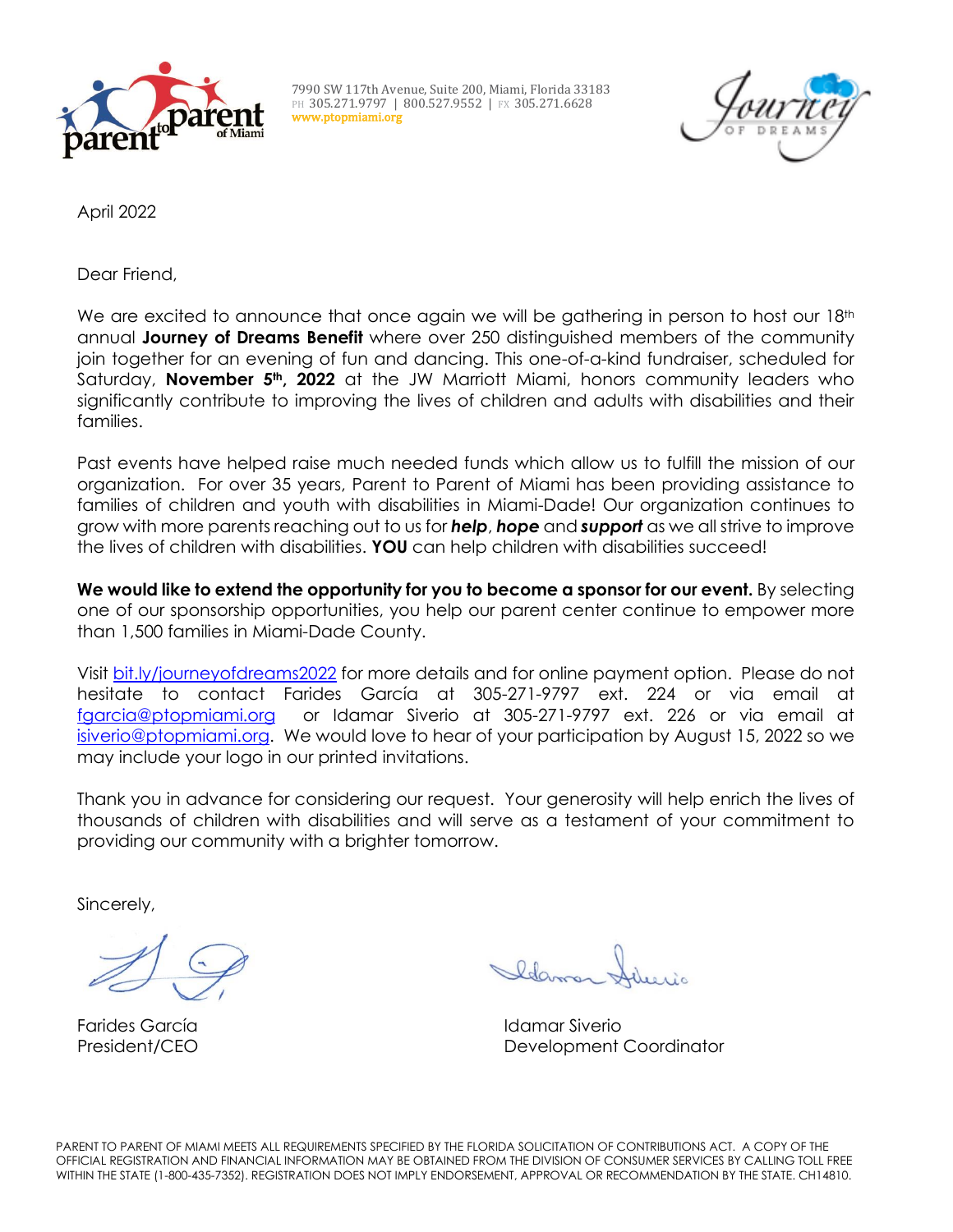7990 SW 117th Avenue, Suite 200, Miami, Florida 33183
PH 305.271.9797 | 800.527.9552 | FX 305.271.6628
www.ptopmiami.org

April 2022

Dear Friend,

We are excited to announce that once again we will be gathering in person to host our 18th annual **Journey of Dreams Benefit** where over 250 distinguished members of the community join together for an evening of fun and dancing. This one-of-a-kind fundraiser, scheduled for Saturday, **November 5th, 2022** at the JW Marriott Miami, honors community leaders who significantly contribute to improving the lives of children and adults with disabilities and their families.

Past events have helped raise much needed funds which allow us to fulfill the mission of our organization. For over 35 years, Parent to Parent of Miami has been providing assistance to families of children and youth with disabilities in Miami-Dade! Our organization continues to grow with more parents reaching out to us for ***help***, ***hope*** and ***support*** as we all strive to improve the lives of children with disabilities. **YOU** can help children with disabilities succeed!

**We would like to extend the opportunity for you to become a sponsor for our event.** By selecting one of our sponsorship opportunities, you help our parent center continue to empower more than 1,500 families in Miami-Dade County.

Visit bit.ly/journeyofdreams2022 for more details and for online payment option. Please do not hesitate to contact Farides García at 305-271-9797 ext. 224 or via email at fgarcia@ptopmiami.org or Idamar Siverio at 305-271-9797 ext. 226 or via email at isiverio@ptopmiami.org. We would love to hear of your participation by August 15, 2022 so we may include your logo in our printed invitations.

Thank you in advance for considering our request. Your generosity will help enrich the lives of thousands of children with disabilities and will serve as a testament of your commitment to providing our community with a brighter tomorrow.

Sincerely,

Farides García
President/CEO

Idamar Siverio
Development Coordinator

PARENT TO PARENT OF MIAMI MEETS ALL REQUIREMENTS SPECIFIED BY THE FLORIDA SOLICITATION OF CONTRIBUTIONS ACT. A COPY OF THE OFFICIAL REGISTRATION AND FINANCIAL INFORMATION MAY BE OBTAINED FROM THE DIVISION OF CONSUMER SERVICES BY CALLING TOLL FREE WITHIN THE STATE (1-800-435-7352). REGISTRATION DOES NOT IMPLY ENDORSEMENT, APPROVAL OR RECOMMENDATION BY THE STATE. CH14810.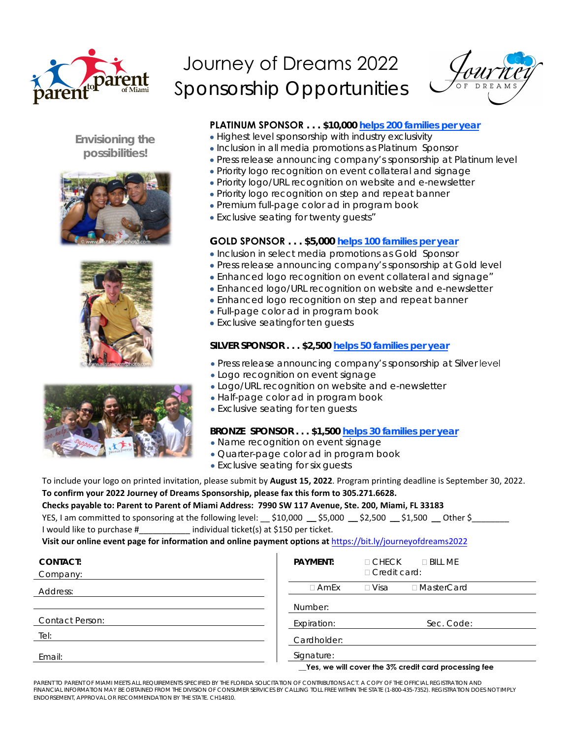# Journey of Dreams 2022 Sponsorship Opportunities

**Envisioning the possibilities!**

### PLATINUM SPONSOR . . . $10,000 helps 200 families per year

- Highest level sponsorship with industry exclusivity
- Inclusion in all media promotions as Platinum Sponsor
- Press release announcing company's sponsorship at Platinum level
- Priority logo recognition on event collateral and signage
- Priority logo/URL recognition on website and e-newsletter
- Priority logo recognition on step and repeat banner
- Premium full-page color ad in program book
- Exclusive seating for twenty guests"

### GOLD SPONSOR . . . $5,000 helps 100 families per year

- Inclusion in select media promotions as Gold Sponsor
- Press release announcing company's sponsorship at Gold level
- Enhanced logo recognition on event collateral and signage"
- Enhanced logo/URL recognition on website and e-newsletter
- Enhanced logo recognition on step and repeat banner
- Full-page color ad in program book
- Exclusive seatingfor ten guests

### SILVER SPONSOR . . . $2,500 helps 50 families per year

- Press release announcing company's sponsorship at Silver level
- Logo recognition on event signage
- Logo/URL recognition on website and e-newsletter
- Half-page color ad in program book
- Exclusive seating for ten guests

### BRONZE SPONSOR . . . $1,500 helps 30 families per year

- Name recognition on event signage
- Quarter-page color ad in program book
- Exclusive seating for six guests

To include your logo on printed invitation, please submit by **August 15, 2022**. Program printing deadline is September 30, 2022.

**To confirm your 2022 Journey of Dreams Sponsorship, please fax this form to 305.271.6628.**

**Checks payable to: Parent to Parent of Miami Address: 7990 SW 117 Avenue, Ste. 200, Miami, FL 33183**

YES, I am committed to sponsoring at the following level: __ $10,000 __ $5,000 __ $2,500 __ $1,500 __ Other $________

I would like to purchase #___________ individual ticket(s) at $150 per ticket.

**Visit our online event page for information and online payment options at** https://bit.ly/journeyofdreams2022

| **CONTACT:** | **PAYMENT:** ☐ CHECK ☐ BILL ME ☐ Credit card: |
|---|---|
| Company: | ☐ AmEx ☐ Visa ☐ MasterCard |
| Address: | Number: |
| | Expiration: Sec. Code: |
| Contact Person: | Cardholder: |
| Tel: | Signature: |
| Email: | __**Yes, we will cover the 3% credit card processing fee** |

PARENT TO PARENT OF MIAMI MEETS ALL REQUIREMENTS SPECIFIED BY THE FLORIDA SOLICITATION OF CONTRIBUTIONS ACT. A COPY OF THE OFFICIAL REGISTRATION AND FINANCIAL INFORMATION MAY BE OBTAINED FROM THE DIVISION OF CONSUMER SERVICES BY CALLING TOLL FREE WITHIN THE STATE (1-800-435-7352). REGISTRATION DOES NOT IMPLY ENDORSEMENT, APPROVAL OR RECOMMENDATION BY THE STATE. CH14810.